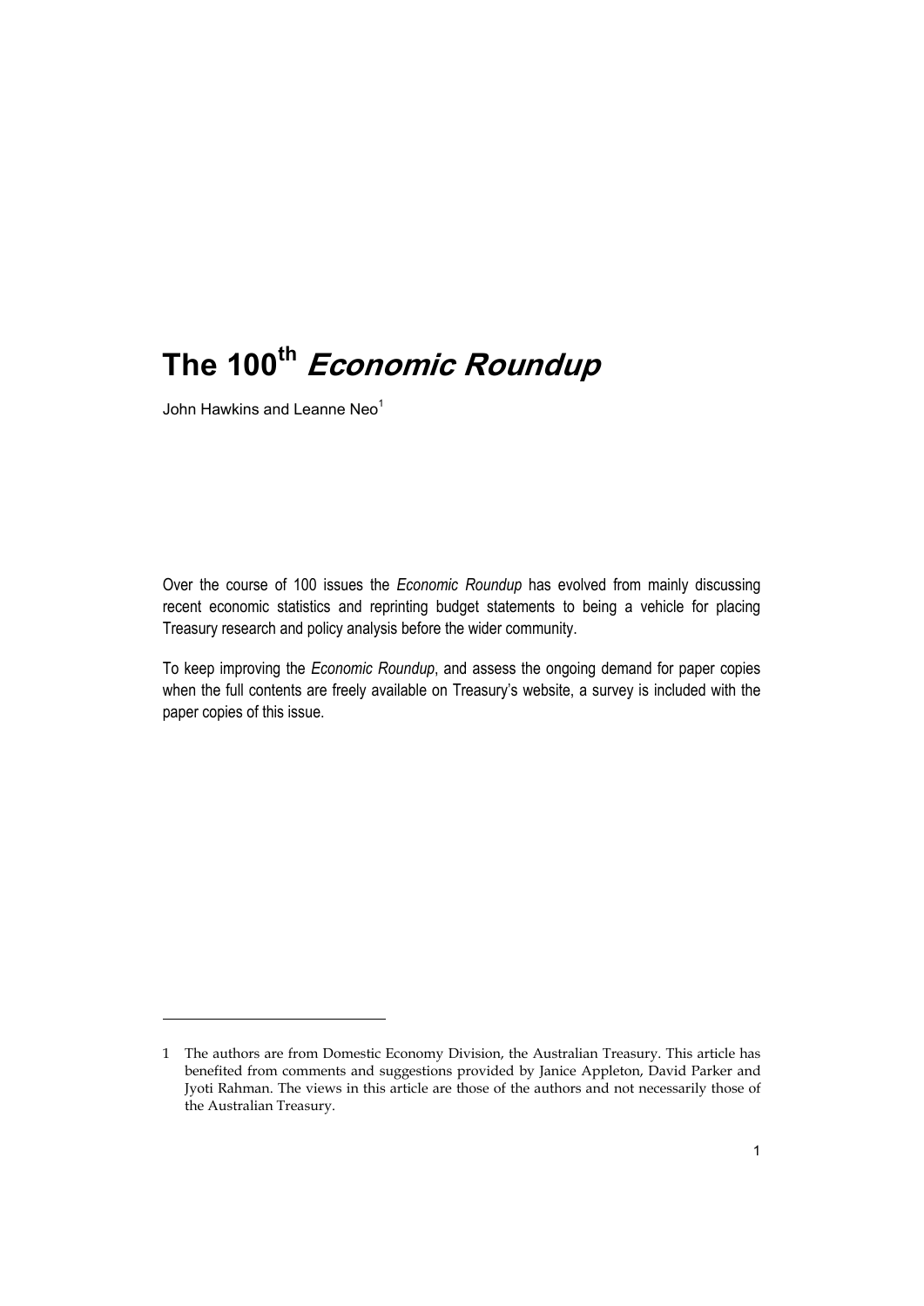# The 100th *Economic Roundup*

John Hawkins and Leanne Neo[1]

Over the course of 100 issues the *Economic Roundup* has evolved from mainly discussing recent economic statistics and reprinting budget statements to being a vehicle for placing Treasury research and policy analysis before the wider community.

To keep improving the *Economic Roundup*, and assess the ongoing demand for paper copies when the full contents are freely available on Treasury's website, a survey is included with the paper copies of this issue.

---

1 The authors are from Domestic Economy Division, the Australian Treasury. This article has benefited from comments and suggestions provided by Janice Appleton, David Parker and Jyoti Rahman. The views in this article are those of the authors and not necessarily those of the Australian Treasury.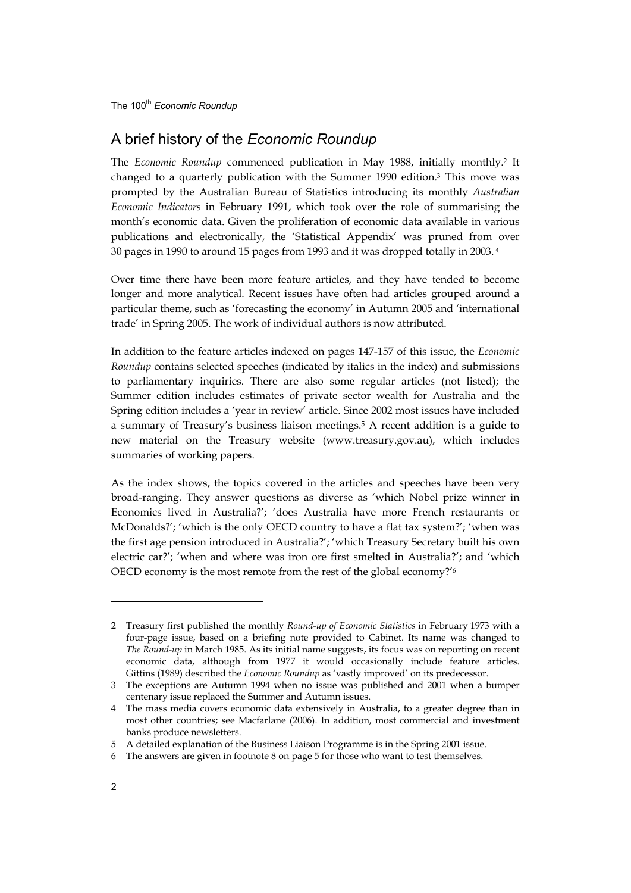## A brief history of the *Economic Roundup*

The *Economic Roundup* commenced publication in May 1988, initially monthly.[2] It changed to a quarterly publication with the Summer 1990 edition.[3] This move was prompted by the Australian Bureau of Statistics introducing its monthly *Australian Economic Indicators* in February 1991, which took over the role of summarising the month's economic data. Given the proliferation of economic data available in various publications and electronically, the 'Statistical Appendix' was pruned from over 30 pages in 1990 to around 15 pages from 1993 and it was dropped totally in 2003.[4]

Over time there have been more feature articles, and they have tended to become longer and more analytical. Recent issues have often had articles grouped around a particular theme, such as 'forecasting the economy' in Autumn 2005 and 'international trade' in Spring 2005. The work of individual authors is now attributed.

In addition to the feature articles indexed on pages 147-157 of this issue, the *Economic Roundup* contains selected speeches (indicated by italics in the index) and submissions to parliamentary inquiries. There are also some regular articles (not listed); the Summer edition includes estimates of private sector wealth for Australia and the Spring edition includes a 'year in review' article. Since 2002 most issues have included a summary of Treasury's business liaison meetings.[5] A recent addition is a guide to new material on the Treasury website (www.treasury.gov.au), which includes summaries of working papers.

As the index shows, the topics covered in the articles and speeches have been very broad-ranging. They answer questions as diverse as 'which Nobel prize winner in Economics lived in Australia?'; 'does Australia have more French restaurants or McDonalds?'; 'which is the only OECD country to have a flat tax system?'; 'when was the first age pension introduced in Australia?'; 'which Treasury Secretary built his own electric car?'; 'when and where was iron ore first smelted in Australia?'; and 'which OECD economy is the most remote from the rest of the global economy?'[6]

---

2 Treasury first published the monthly *Round-up of Economic Statistics* in February 1973 with a four-page issue, based on a briefing note provided to Cabinet. Its name was changed to *The Round-up* in March 1985. As its initial name suggests, its focus was on reporting on recent economic data, although from 1977 it would occasionally include feature articles. Gittins (1989) described the *Economic Roundup* as 'vastly improved' on its predecessor.

3 The exceptions are Autumn 1994 when no issue was published and 2001 when a bumper centenary issue replaced the Summer and Autumn issues.

4 The mass media covers economic data extensively in Australia, to a greater degree than in most other countries; see Macfarlane (2006). In addition, most commercial and investment banks produce newsletters.

5 A detailed explanation of the Business Liaison Programme is in the Spring 2001 issue.

6 The answers are given in footnote 8 on page 5 for those who want to test themselves.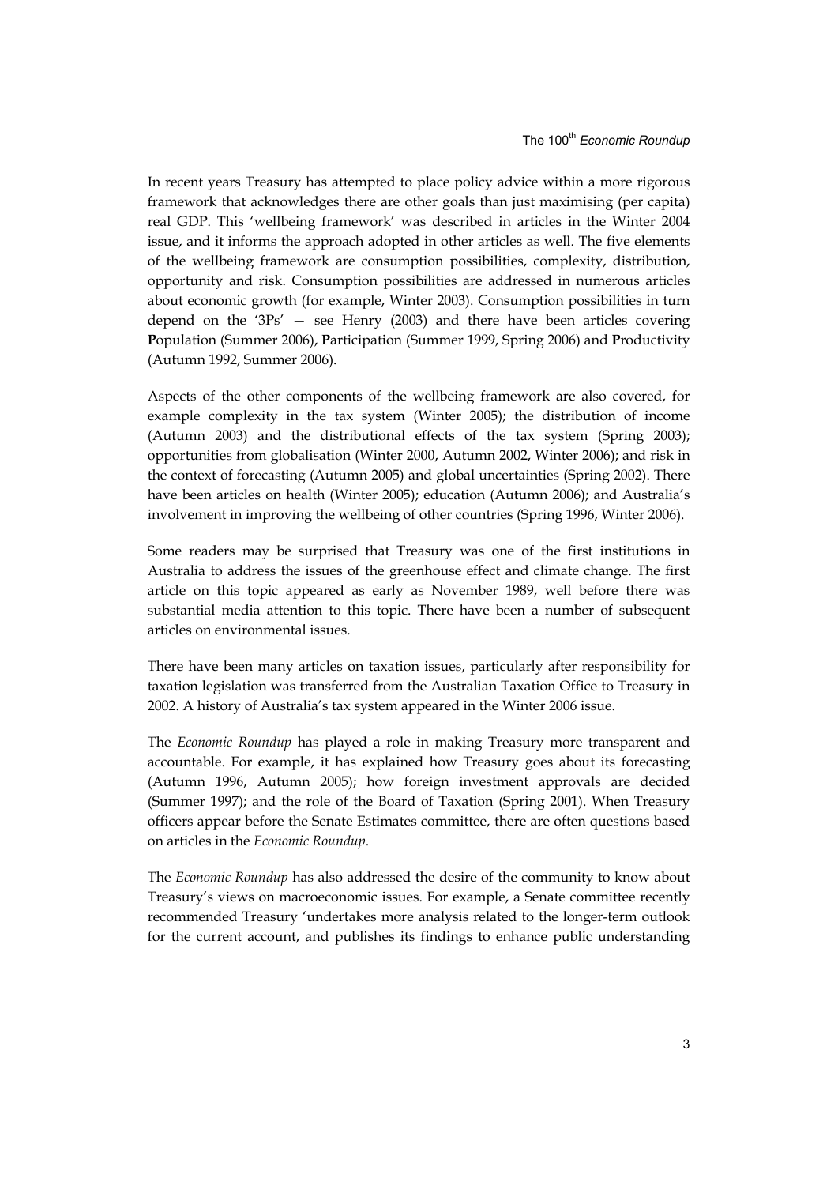In recent years Treasury has attempted to place policy advice within a more rigorous framework that acknowledges there are other goals than just maximising (per capita) real GDP. This 'wellbeing framework' was described in articles in the Winter 2004 issue, and it informs the approach adopted in other articles as well. The five elements of the wellbeing framework are consumption possibilities, complexity, distribution, opportunity and risk. Consumption possibilities are addressed in numerous articles about economic growth (for example, Winter 2003). Consumption possibilities in turn depend on the '3Ps' — see Henry (2003) and there have been articles covering **P**opulation (Summer 2006), **P**articipation (Summer 1999, Spring 2006) and **P**roductivity (Autumn 1992, Summer 2006).

Aspects of the other components of the wellbeing framework are also covered, for example complexity in the tax system (Winter 2005); the distribution of income (Autumn 2003) and the distributional effects of the tax system (Spring 2003); opportunities from globalisation (Winter 2000, Autumn 2002, Winter 2006); and risk in the context of forecasting (Autumn 2005) and global uncertainties (Spring 2002). There have been articles on health (Winter 2005); education (Autumn 2006); and Australia's involvement in improving the wellbeing of other countries (Spring 1996, Winter 2006).

Some readers may be surprised that Treasury was one of the first institutions in Australia to address the issues of the greenhouse effect and climate change. The first article on this topic appeared as early as November 1989, well before there was substantial media attention to this topic. There have been a number of subsequent articles on environmental issues.

There have been many articles on taxation issues, particularly after responsibility for taxation legislation was transferred from the Australian Taxation Office to Treasury in 2002. A history of Australia's tax system appeared in the Winter 2006 issue.

The *Economic Roundup* has played a role in making Treasury more transparent and accountable. For example, it has explained how Treasury goes about its forecasting (Autumn 1996, Autumn 2005); how foreign investment approvals are decided (Summer 1997); and the role of the Board of Taxation (Spring 2001). When Treasury officers appear before the Senate Estimates committee, there are often questions based on articles in the *Economic Roundup*.

The *Economic Roundup* has also addressed the desire of the community to know about Treasury's views on macroeconomic issues. For example, a Senate committee recently recommended Treasury 'undertakes more analysis related to the longer-term outlook for the current account, and publishes its findings to enhance public understanding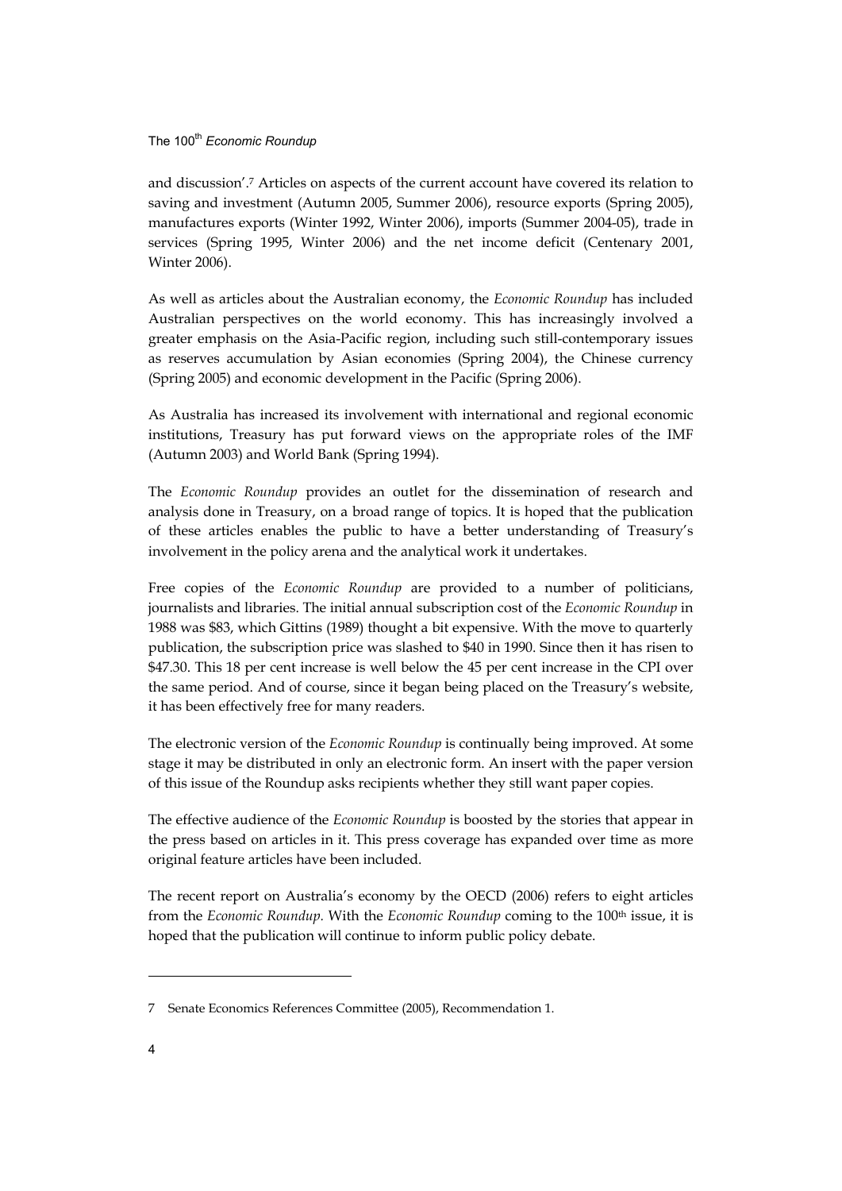and discussion'.[7] Articles on aspects of the current account have covered its relation to saving and investment (Autumn 2005, Summer 2006), resource exports (Spring 2005), manufactures exports (Winter 1992, Winter 2006), imports (Summer 2004-05), trade in services (Spring 1995, Winter 2006) and the net income deficit (Centenary 2001, Winter 2006).

As well as articles about the Australian economy, the *Economic Roundup* has included Australian perspectives on the world economy. This has increasingly involved a greater emphasis on the Asia-Pacific region, including such still-contemporary issues as reserves accumulation by Asian economies (Spring 2004), the Chinese currency (Spring 2005) and economic development in the Pacific (Spring 2006).

As Australia has increased its involvement with international and regional economic institutions, Treasury has put forward views on the appropriate roles of the IMF (Autumn 2003) and World Bank (Spring 1994).

The *Economic Roundup* provides an outlet for the dissemination of research and analysis done in Treasury, on a broad range of topics. It is hoped that the publication of these articles enables the public to have a better understanding of Treasury's involvement in the policy arena and the analytical work it undertakes.

Free copies of the *Economic Roundup* are provided to a number of politicians, journalists and libraries. The initial annual subscription cost of the *Economic Roundup* in 1988 was $83, which Gittins (1989) thought a bit expensive. With the move to quarterly publication, the subscription price was slashed to $40 in 1990. Since then it has risen to $47.30. This 18 per cent increase is well below the 45 per cent increase in the CPI over the same period. And of course, since it began being placed on the Treasury's website, it has been effectively free for many readers.

The electronic version of the *Economic Roundup* is continually being improved. At some stage it may be distributed in only an electronic form. An insert with the paper version of this issue of the Roundup asks recipients whether they still want paper copies.

The effective audience of the *Economic Roundup* is boosted by the stories that appear in the press based on articles in it. This press coverage has expanded over time as more original feature articles have been included.

The recent report on Australia's economy by the OECD (2006) refers to eight articles from the *Economic Roundup*. With the *Economic Roundup* coming to the 100th issue, it is hoped that the publication will continue to inform public policy debate.

---

7 Senate Economics References Committee (2005), Recommendation 1.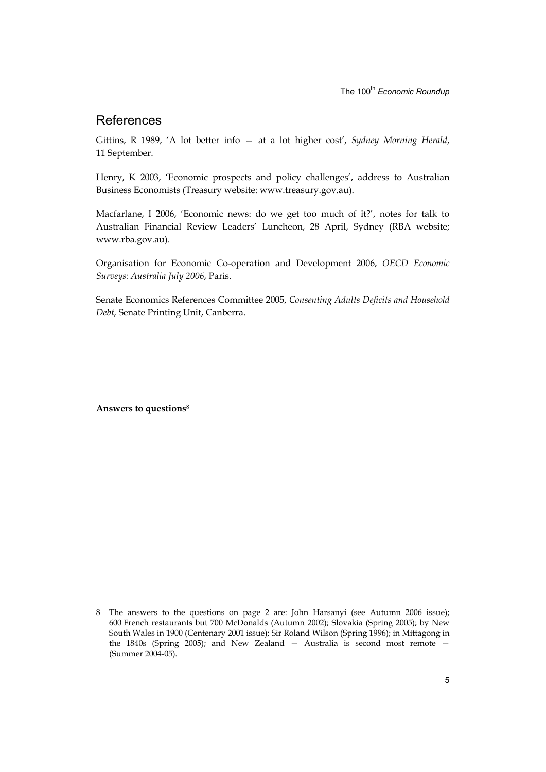## References

Gittins, R 1989, 'A lot better info — at a lot higher cost', *Sydney Morning Herald*, 11 September.

Henry, K 2003, 'Economic prospects and policy challenges', address to Australian Business Economists (Treasury website: www.treasury.gov.au).

Macfarlane, I 2006, 'Economic news: do we get too much of it?', notes for talk to Australian Financial Review Leaders' Luncheon, 28 April, Sydney (RBA website; www.rba.gov.au).

Organisation for Economic Co-operation and Development 2006, *OECD Economic Surveys: Australia July 2006*, Paris.

Senate Economics References Committee 2005, *Consenting Adults Deficits and Household Debt,* Senate Printing Unit, Canberra.

**Answers to questions**[8]

---

8 The answers to the questions on page 2 are: John Harsanyi (see Autumn 2006 issue); 600 French restaurants but 700 McDonalds (Autumn 2002); Slovakia (Spring 2005); by New South Wales in 1900 (Centenary 2001 issue); Sir Roland Wilson (Spring 1996); in Mittagong in the 1840s (Spring 2005); and New Zealand — Australia is second most remote — (Summer 2004-05).